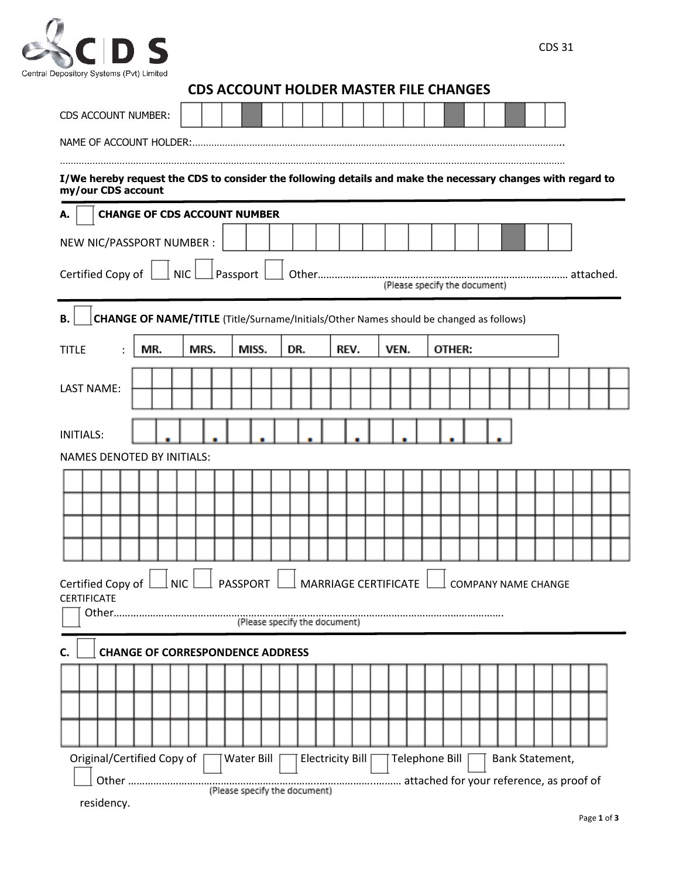CDS 31

Central Depository Systems (Pvt) Limited

# CDS ACCOUNT HOLDER MASTER FILE CHANGES

CDS ACCOUNT NUMBER:

NAME OF ACCOUNT HOLDER:……………………………………………………………………………………………………………………..

…………………………………………………………………………………………………………………………………………………………

**I/We hereby request the CDS to consider the following details and make the necessary changes with regard to my/our CDS account**

## A. ☐ CHANGE OF CDS ACCOUNT NUMBER

NEW NIC/PASSPORT NUMBER :

Certified Copy of ☐ NIC ☐ Passport ☐ Other……………………………………………………………………………… attached.
(Please specify the document)

## B. ☐ CHANGE OF NAME/TITLE (Title/Surname/Initials/Other Names should be changed as follows)

TITLE : MR. | MRS. | MISS. | DR. | REV. | VEN. | OTHER:

LAST NAME:

INITIALS:

NAMES DENOTED BY INITIALS:

Certified Copy of ☐ NIC ☐ PASSPORT ☐ MARRIAGE CERTIFICATE ☐ COMPANY NAME CHANGE CERTIFICATE

☐ Other…………………………………………………………………………………………………………………………………
(Please specify the document)

## C. ☐ CHANGE OF CORRESPONDENCE ADDRESS

Original/Certified Copy of ☐ Water Bill ☐ Electricity Bill ☐ Telephone Bill ☐ Bank Statement,

☐ Other ……………………………………………………………………………………… attached for your reference, as proof of residency.
(Please specify the document)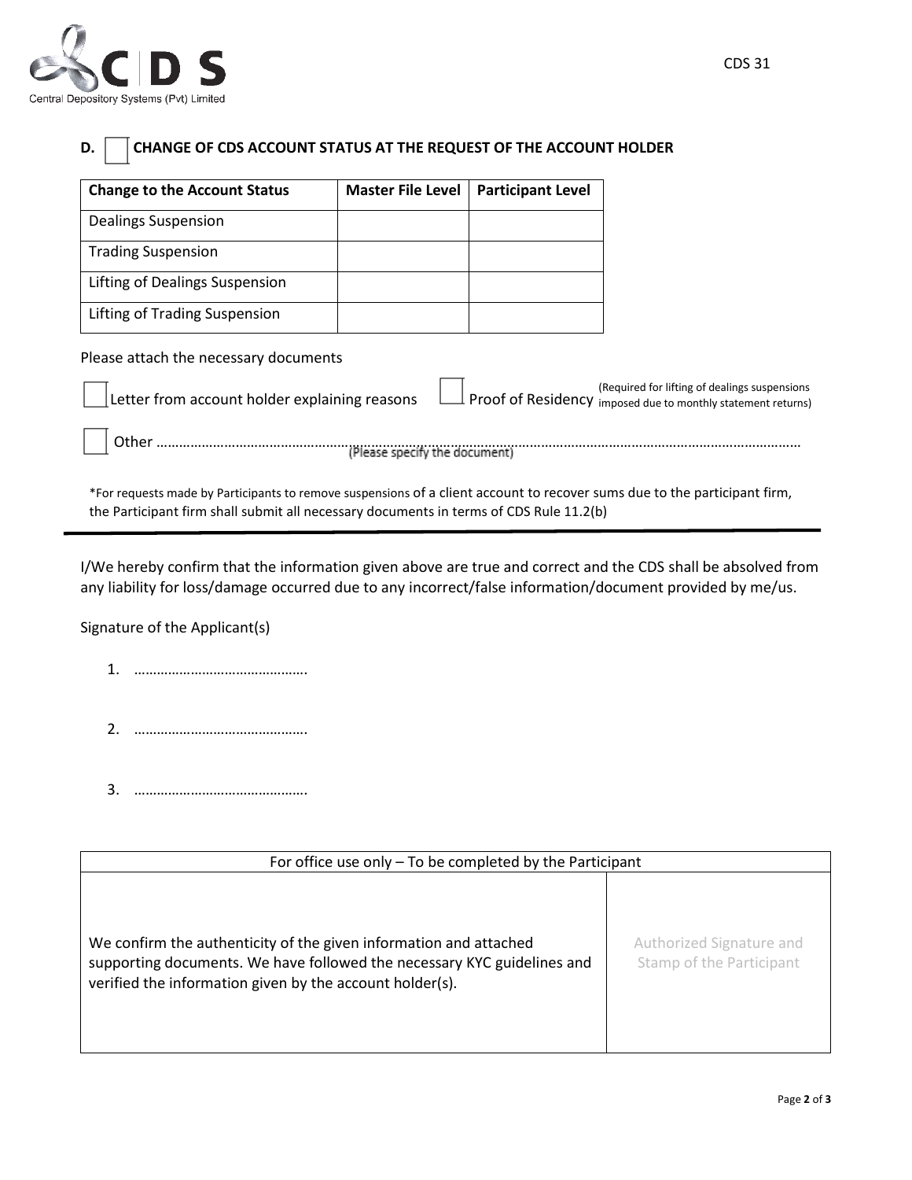Central Depository Systems (Pvt) Limited

CDS 31

## D. ☐ CHANGE OF CDS ACCOUNT STATUS AT THE REQUEST OF THE ACCOUNT HOLDER

| Change to the Account Status | Master File Level | Participant Level |
|---|---|---|
| Dealings Suspension | | |
| Trading Suspension | | |
| Lifting of Dealings Suspension | | |
| Lifting of Trading Suspension | | |

Please attach the necessary documents

☐ Letter from account holder explaining reasons ☐ Proof of Residency (Required for lifting of dealings suspensions imposed due to monthly statement returns)

☐ Other ……………………………………………………………………………………………………………………………………………
(Please specify the document)

*For requests made by Participants to remove suspensions of a client account to recover sums due to the participant firm, the Participant firm shall submit all necessary documents in terms of CDS Rule 11.2(b)

---

I/We hereby confirm that the information given above are true and correct and the CDS shall be absolved from any liability for loss/damage occurred due to any incorrect/false information/document provided by me/us.

Signature of the Applicant(s)

1. ……………………………………….
2. ……………………………………….
3. ……………………………………….

| For office use only – To be completed by the Participant | |
|---|---|
| We confirm the authenticity of the given information and attached supporting documents. We have followed the necessary KYC guidelines and verified the information given by the account holder(s). | Authorized Signature and Stamp of the Participant |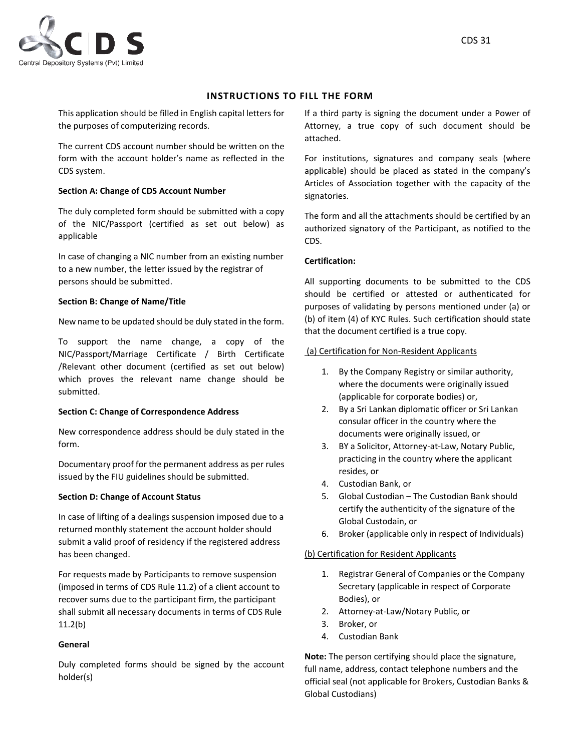# INSTRUCTIONS TO FILL THE FORM

This application should be filled in English capital letters for the purposes of computerizing records.

The current CDS account number should be written on the form with the account holder's name as reflected in the CDS system.

**Section A: Change of CDS Account Number**

The duly completed form should be submitted with a copy of the NIC/Passport (certified as set out below) as applicable

In case of changing a NIC number from an existing number to a new number, the letter issued by the registrar of persons should be submitted.

**Section B: Change of Name/Title**

New name to be updated should be duly stated in the form.

To support the name change, a copy of the NIC/Passport/Marriage Certificate / Birth Certificate /Relevant other document (certified as set out below) which proves the relevant name change should be submitted.

**Section C: Change of Correspondence Address**

New correspondence address should be duly stated in the form.

Documentary proof for the permanent address as per rules issued by the FIU guidelines should be submitted.

**Section D: Change of Account Status**

In case of lifting of a dealings suspension imposed due to a returned monthly statement the account holder should submit a valid proof of residency if the registered address has been changed.

For requests made by Participants to remove suspension (imposed in terms of CDS Rule 11.2) of a client account to recover sums due to the participant firm, the participant shall submit all necessary documents in terms of CDS Rule 11.2(b)

**General**

Duly completed forms should be signed by the account holder(s)

If a third party is signing the document under a Power of Attorney, a true copy of such document should be attached.

For institutions, signatures and company seals (where applicable) should be placed as stated in the company's Articles of Association together with the capacity of the signatories.

The form and all the attachments should be certified by an authorized signatory of the Participant, as notified to the CDS.

**Certification:**

All supporting documents to be submitted to the CDS should be certified or attested or authenticated for purposes of validating by persons mentioned under (a) or (b) of item (4) of KYC Rules. Such certification should state that the document certified is a true copy.

(a) Certification for Non-Resident Applicants

1. By the Company Registry or similar authority, where the documents were originally issued (applicable for corporate bodies) or,
2. By a Sri Lankan diplomatic officer or Sri Lankan consular officer in the country where the documents were originally issued, or
3. BY a Solicitor, Attorney-at-Law, Notary Public, practicing in the country where the applicant resides, or
4. Custodian Bank, or
5. Global Custodian – The Custodian Bank should certify the authenticity of the signature of the Global Custodain, or
6. Broker (applicable only in respect of Individuals)

(b) Certification for Resident Applicants

1. Registrar General of Companies or the Company Secretary (applicable in respect of Corporate Bodies), or
2. Attorney-at-Law/Notary Public, or
3. Broker, or
4. Custodian Bank

**Note:** The person certifying should place the signature, full name, address, contact telephone numbers and the official seal (not applicable for Brokers, Custodian Banks & Global Custodians)